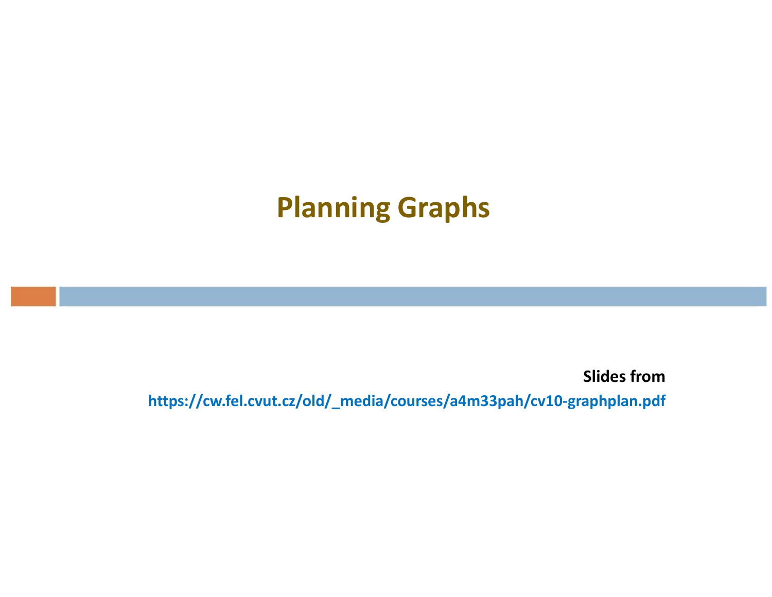# Planning Graphs

**Slides from**

**https://cw.fel.cvut.cz/old/_media/courses/a4m33pah/cv10-graphplan.pdf**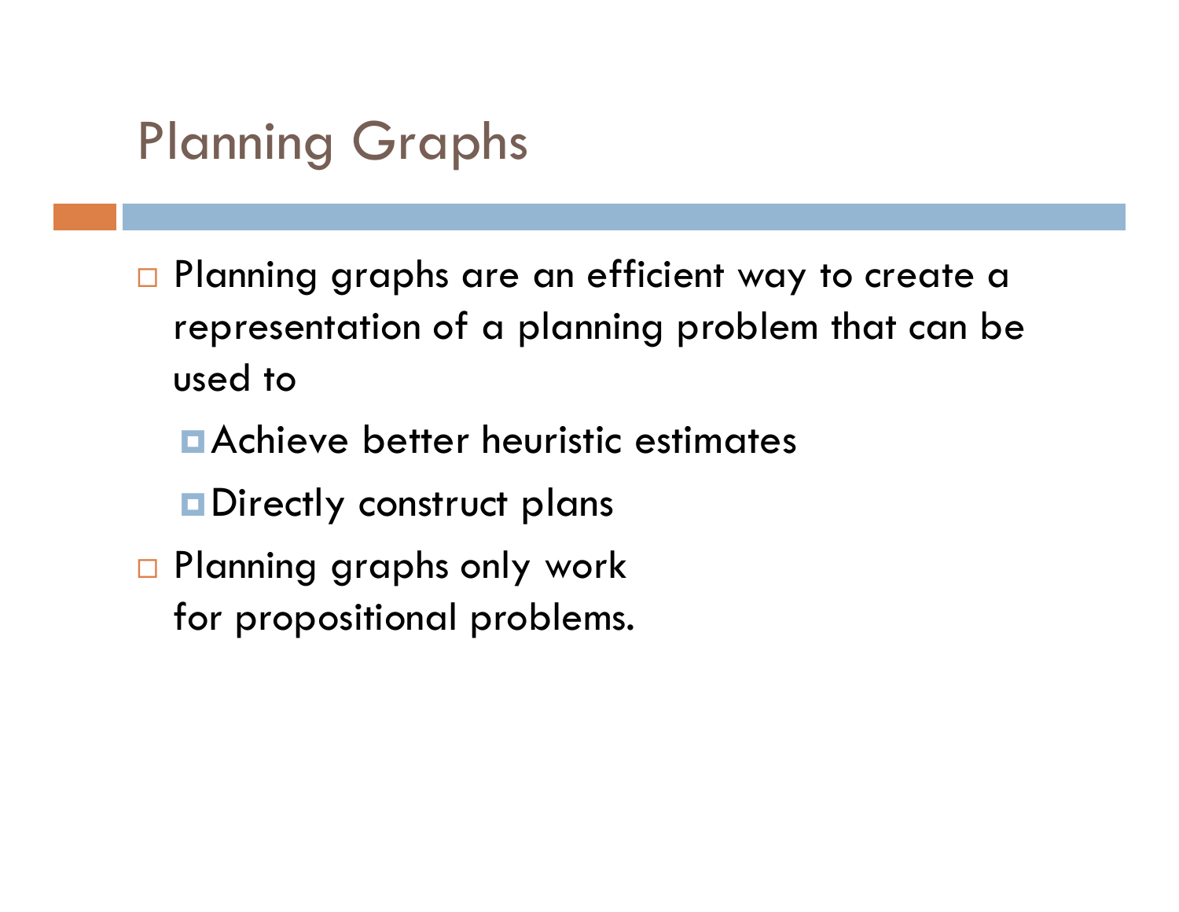# Planning Graphs

- Planning graphs are an efficient way to create a representation of a planning problem that can be used to
  - Achieve better heuristic estimates
  - Directly construct plans
- Planning graphs only work for propositional problems.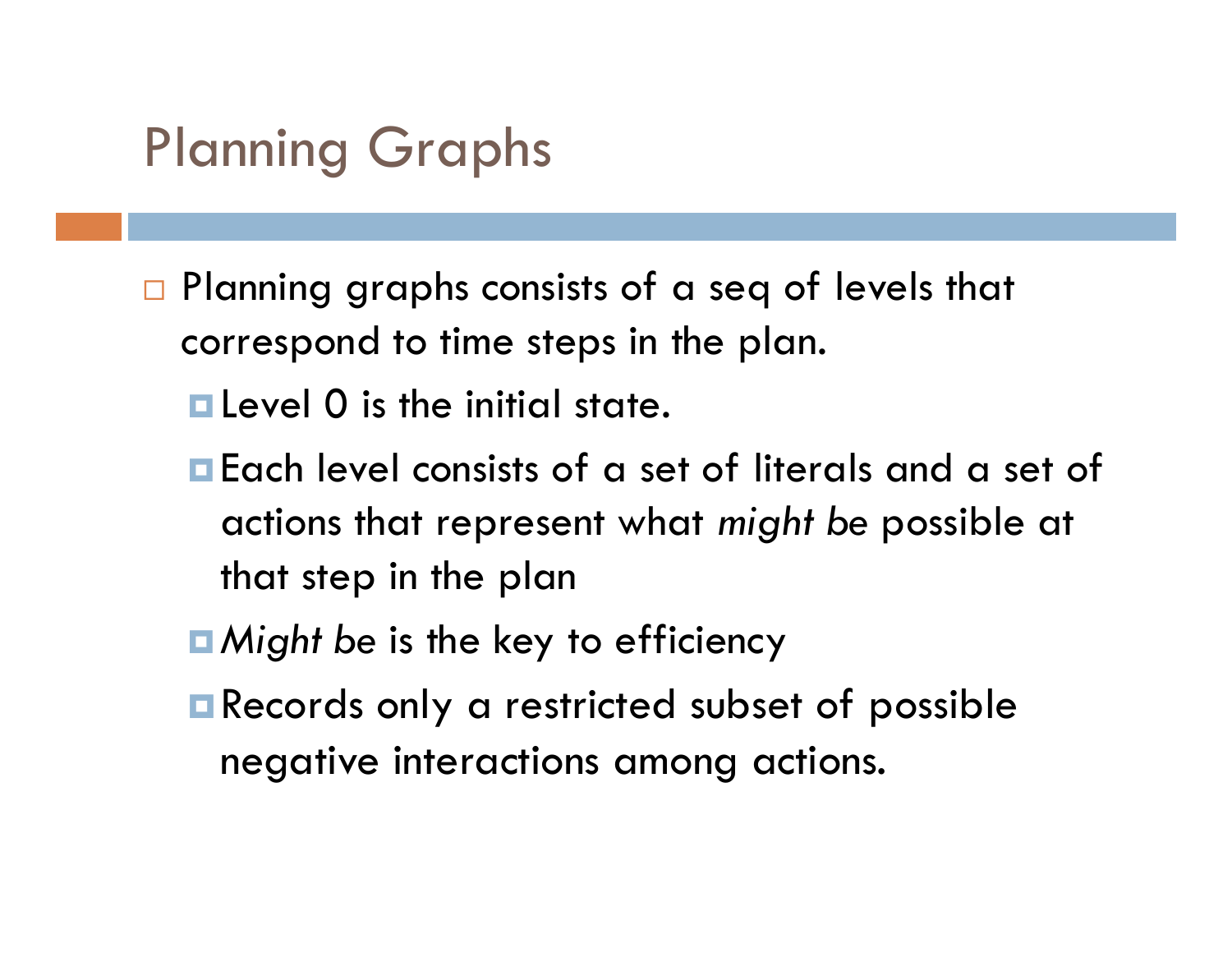# Planning Graphs

- Planning graphs consists of a seq of levels that correspond to time steps in the plan.
  - Level 0 is the initial state.
  - Each level consists of a set of literals and a set of actions that represent what *might be* possible at that step in the plan
  - *Might be* is the key to efficiency
  - Records only a restricted subset of possible negative interactions among actions.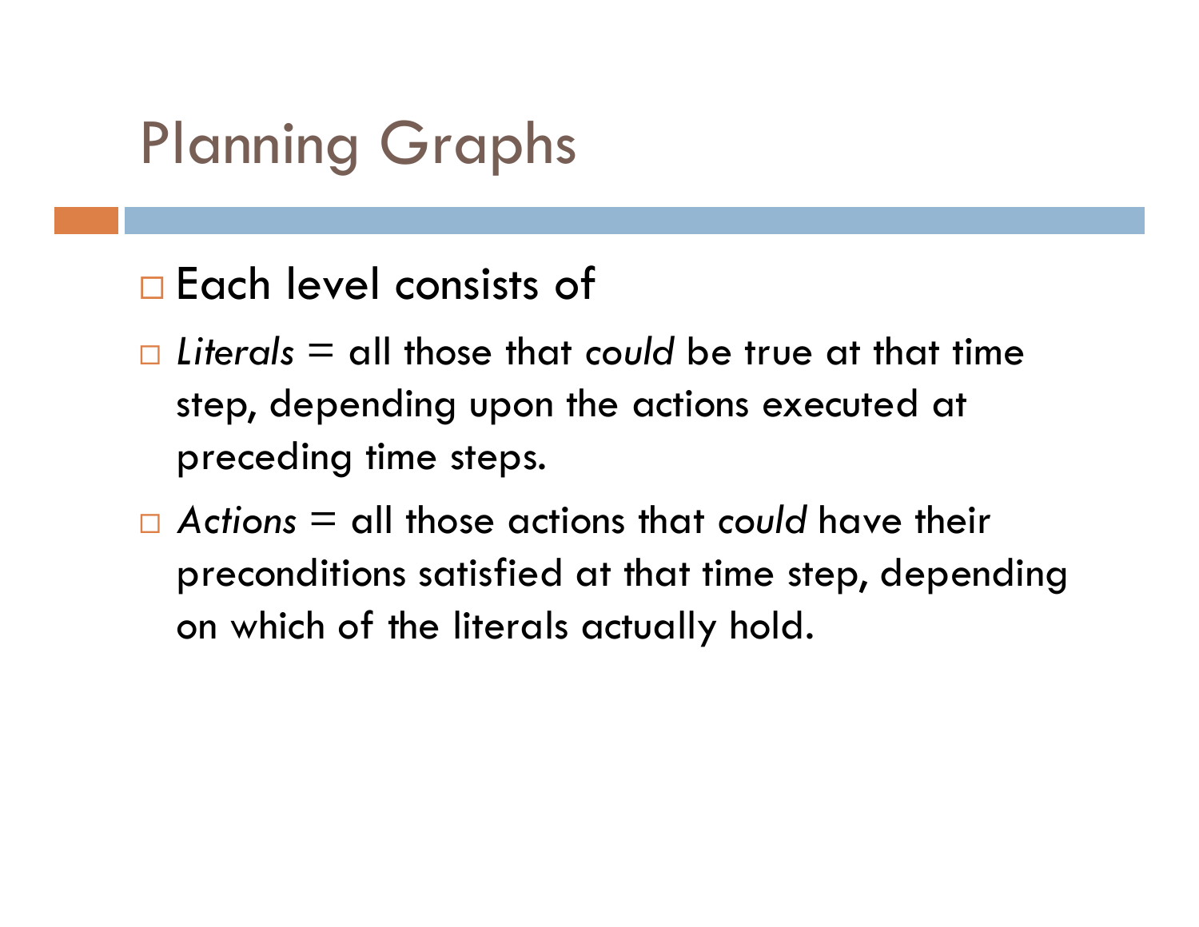# Planning Graphs

- Each level consists of
- *Literals* = all those that *could* be true at that time step, depending upon the actions executed at preceding time steps.
- *Actions* = all those actions that *could* have their preconditions satisfied at that time step, depending on which of the literals actually hold.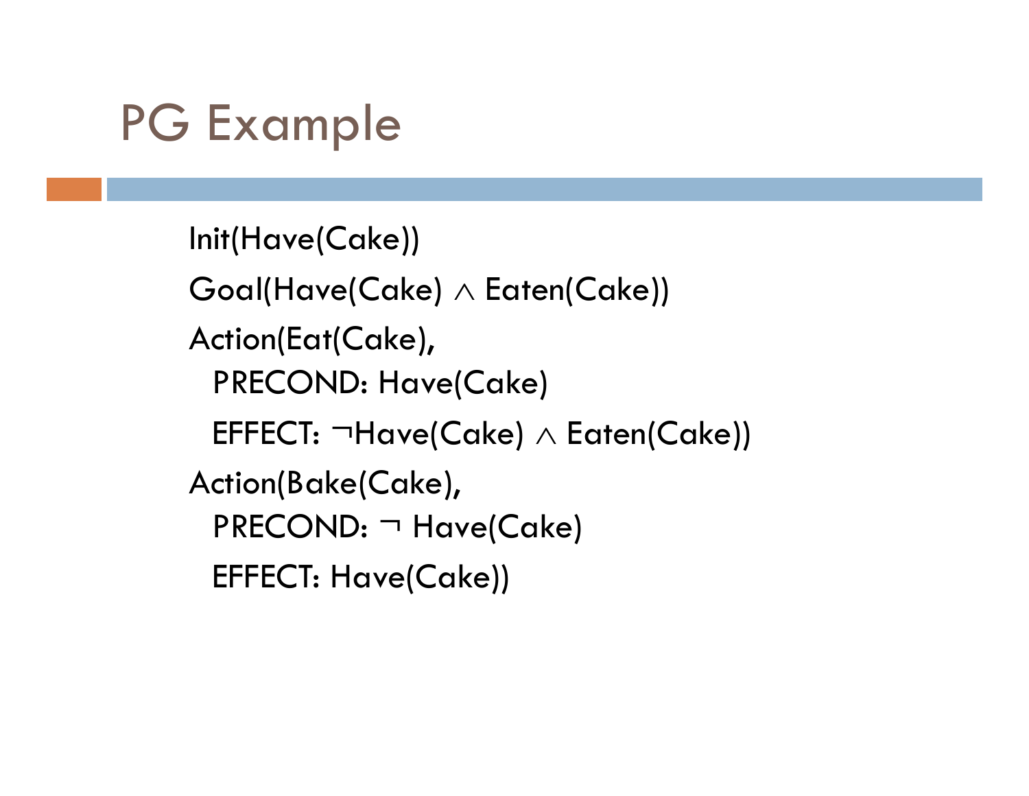# PG Example

Init(Have(Cake))

Goal(Have(Cake) ∧ Eaten(Cake))

Action(Eat(Cake),
  PRECOND: Have(Cake)
  EFFECT: ¬Have(Cake) ∧ Eaten(Cake))

Action(Bake(Cake),
  PRECOND: ¬ Have(Cake)
  EFFECT: Have(Cake))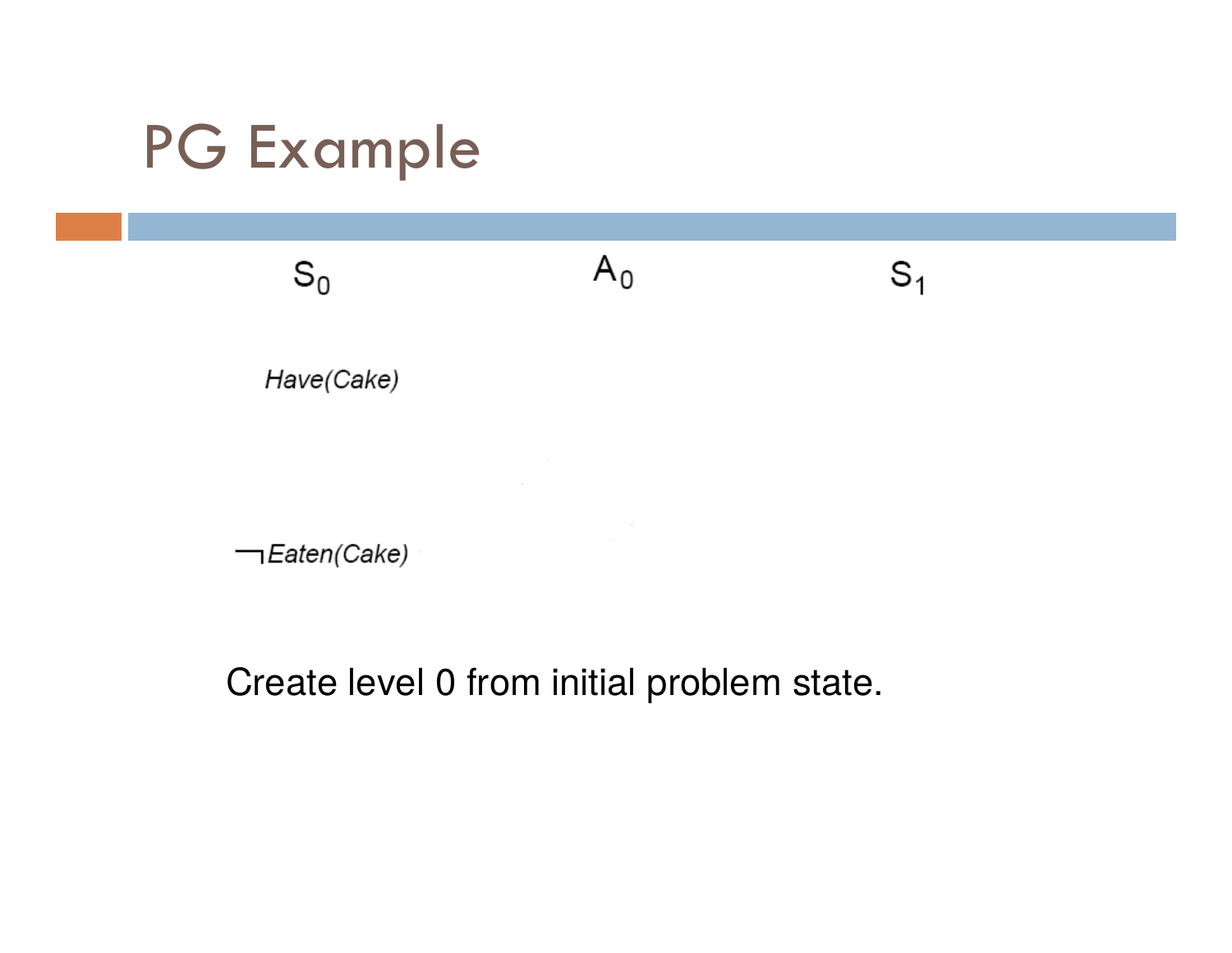# PG Example

$S_0$ $A_0$ $S_1$

*Have(Cake)*

¬*Eaten(Cake)*

Create level 0 from initial problem state.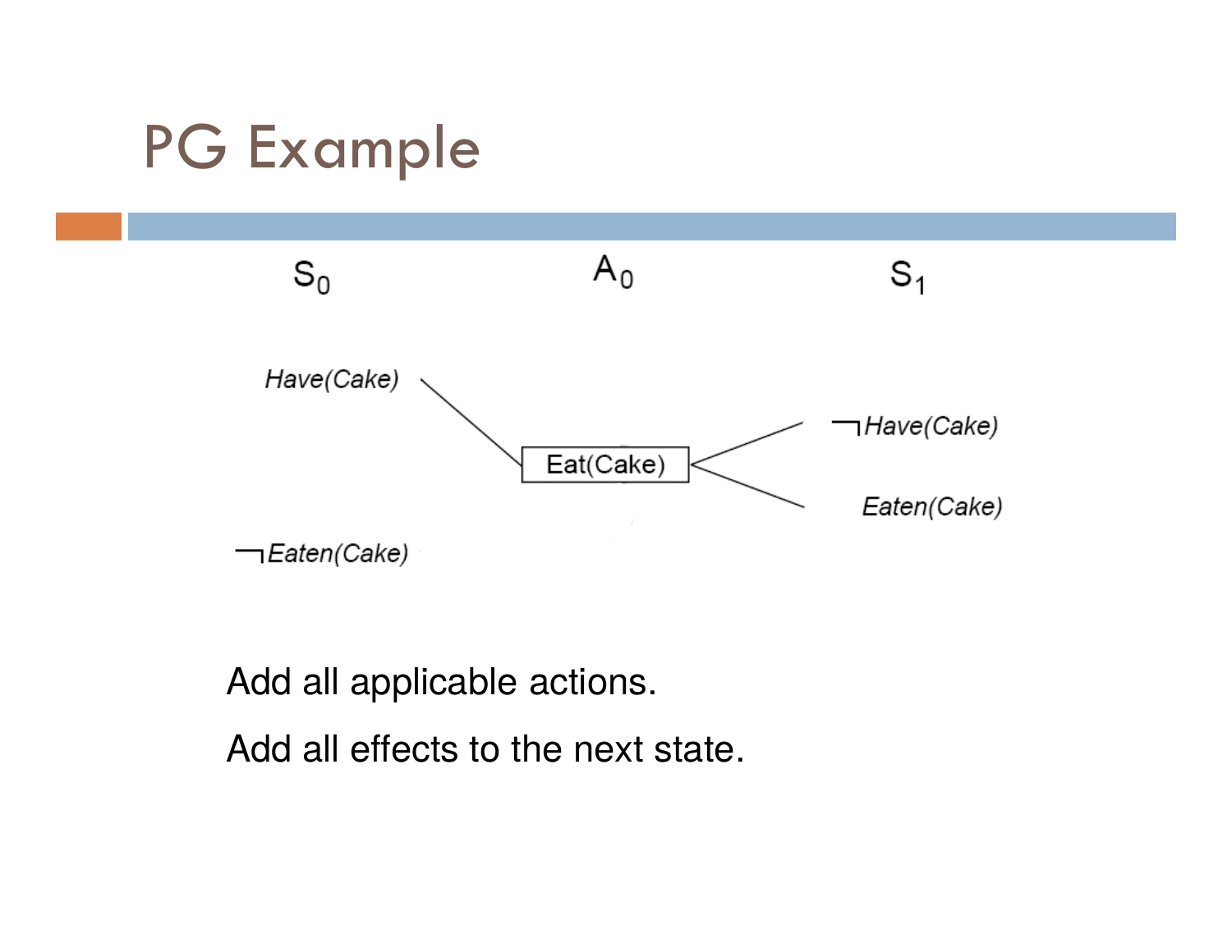# PG Example

| $S_0$ | $A_0$ | $S_1$ |
|---|---|---|
| *Have(Cake)* | Eat(Cake) | *¬Have(Cake)* |
| *¬Eaten(Cake)* | | *Eaten(Cake)* |

Add all applicable actions.

Add all effects to the next state.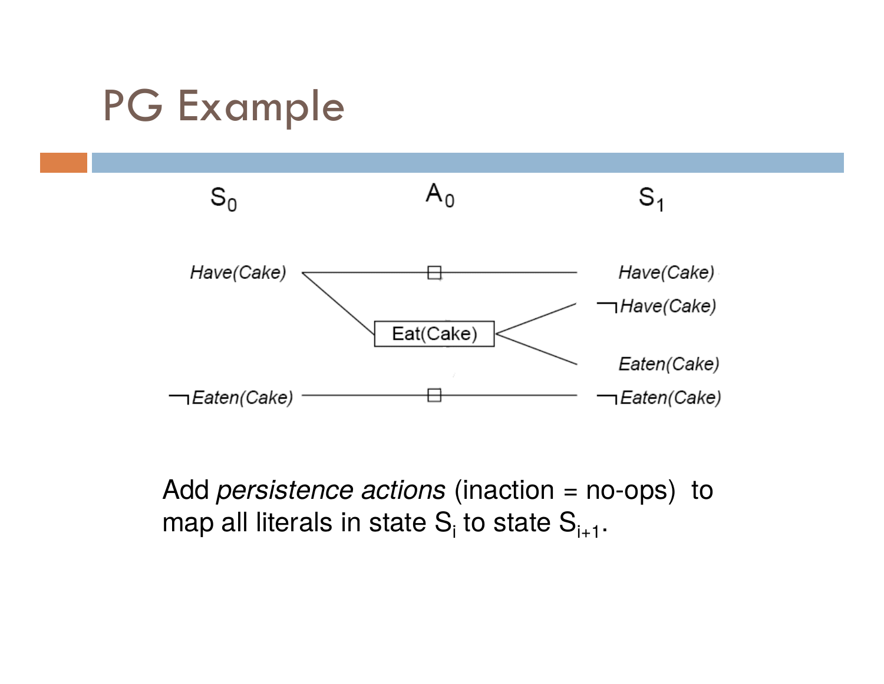# PG Example

$S_0$ $A_0$ $S_1$

*Have(Cake)* — *Have(Cake)*

Eat(Cake) → ¬*Have(Cake)*, *Eaten(Cake)*

¬*Eaten(Cake)* — ¬*Eaten(Cake)*

Add *persistence actions* (inaction = no-ops) to map all literals in state $S_i$ to state $S_{i+1}$.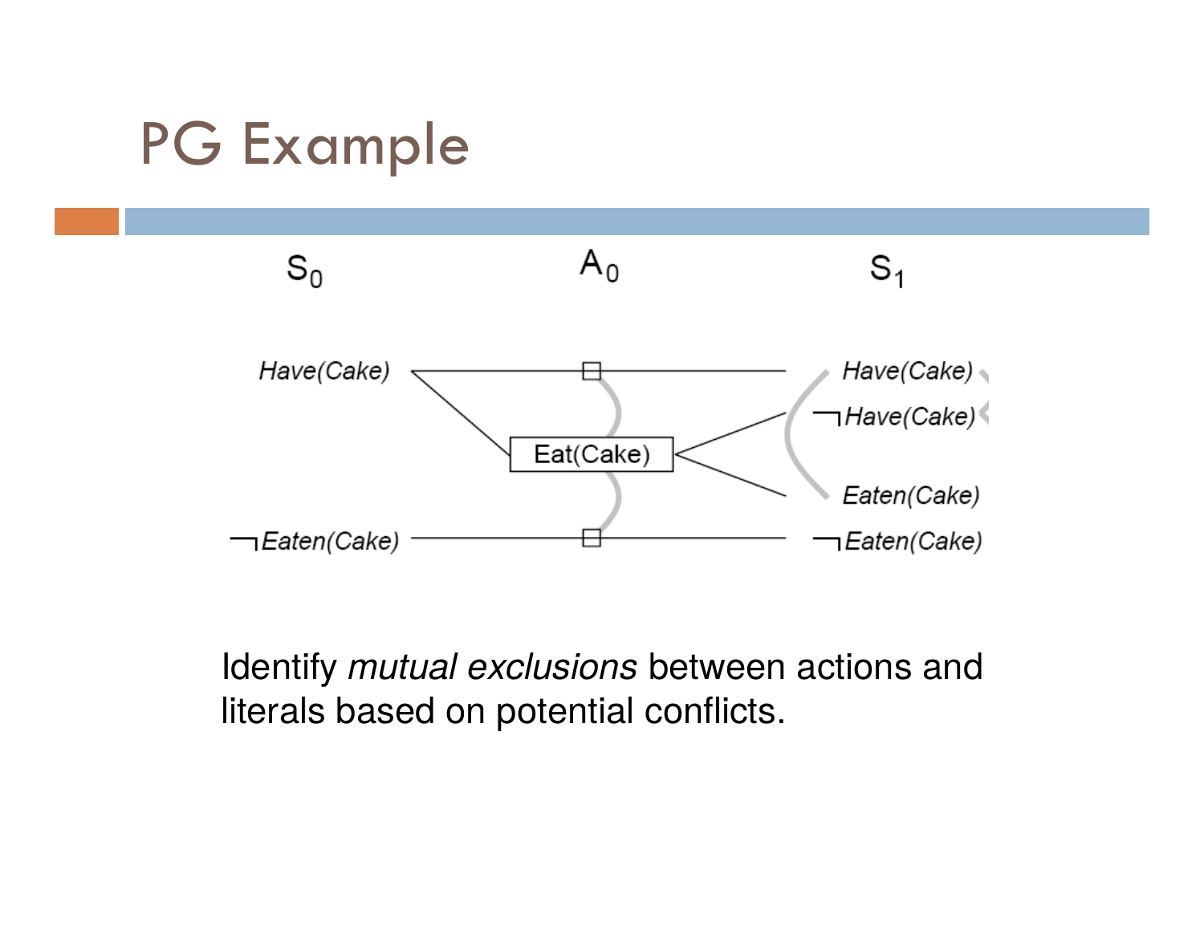# PG Example

$S_0$ $A_0$ $S_1$

Have(Cake) — Have(Cake)

¬Have(Cake)

Eat(Cake)

Eaten(Cake)

¬Eaten(Cake) — ¬Eaten(Cake)

Identify *mutual exclusions* between actions and literals based on potential conflicts.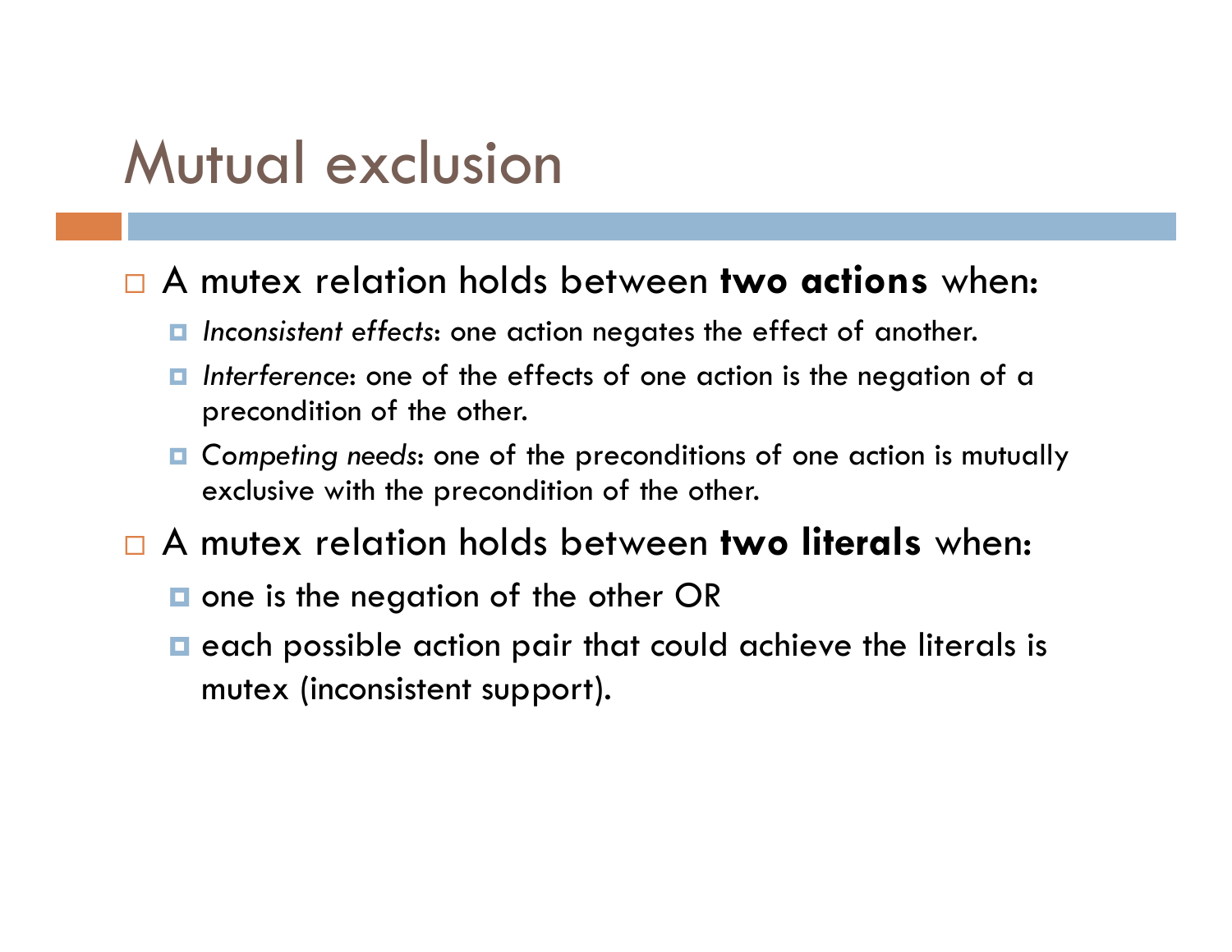# Mutual exclusion

- A mutex relation holds between **two actions** when:
  - *Inconsistent effects*: one action negates the effect of another.
  - *Interference*: one of the effects of one action is the negation of a precondition of the other.
  - *Competing needs*: one of the preconditions of one action is mutually exclusive with the precondition of the other.
- A mutex relation holds between **two literals** when:
  - one is the negation of the other OR
  - each possible action pair that could achieve the literals is mutex (inconsistent support).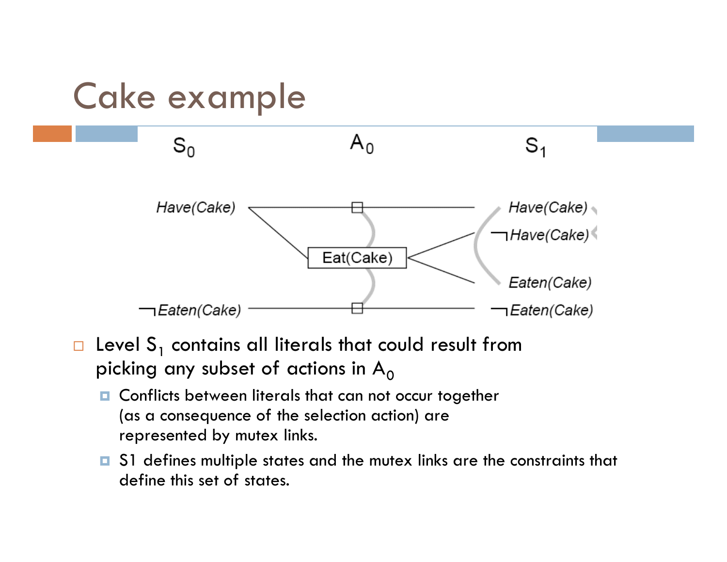# Cake example

$S_0$ $A_0$ $S_1$

*Have(Cake)* Eat(Cake) *Have(Cake)*

*¬Eaten(Cake)* *¬Have(Cake)*

*Eaten(Cake)*

*¬Eaten(Cake)*

- Level $S_1$ contains all literals that could result from picking any subset of actions in $A_0$
  - Conflicts between literals that can not occur together (as a consequence of the selection action) are represented by mutex links.
  - S1 defines multiple states and the mutex links are the constraints that define this set of states.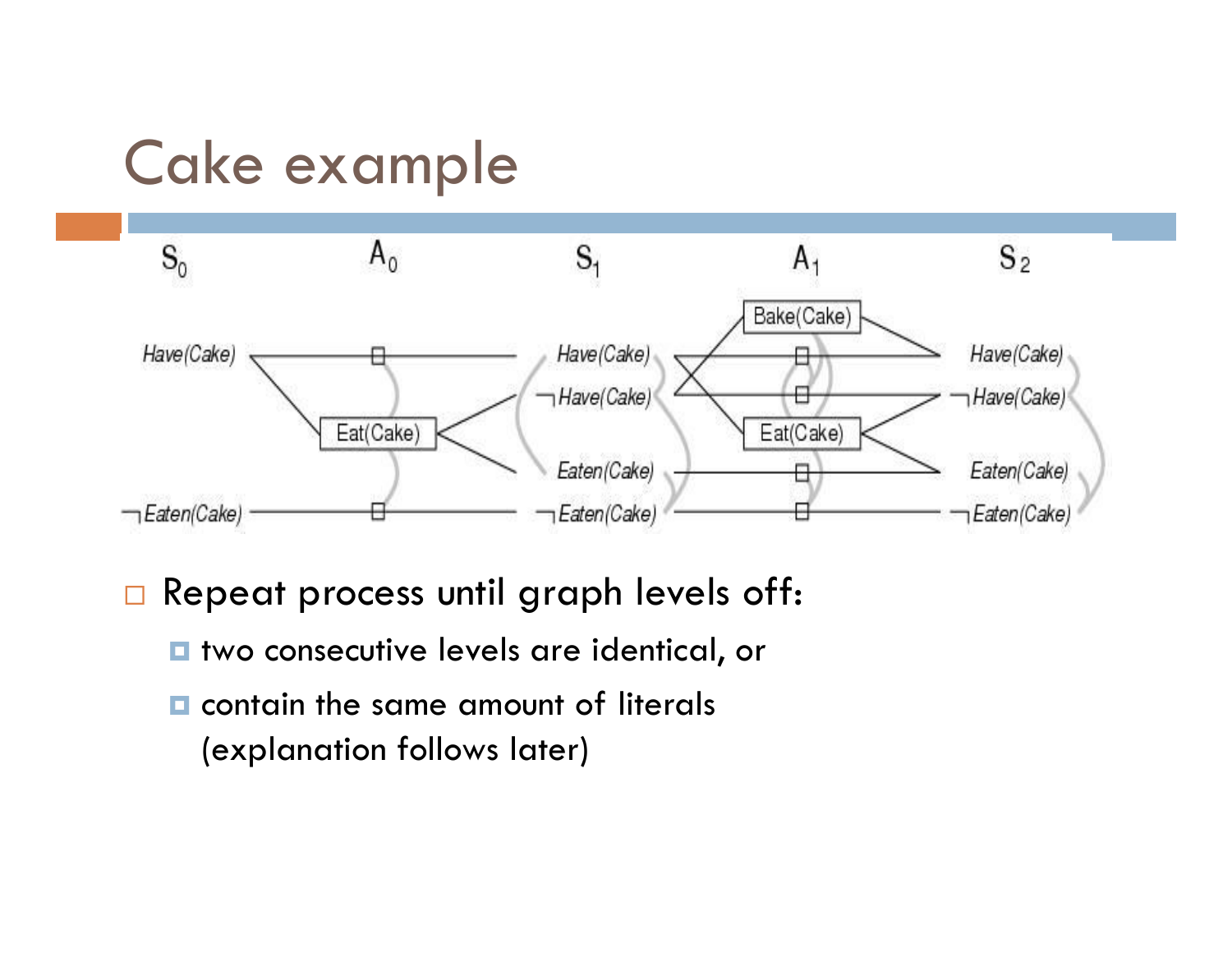# Cake example

| $S_0$ | $A_0$ | $S_1$ | $A_1$ | $S_2$ |
|---|---|---|---|---|

- Repeat process until graph levels off:
  - two consecutive levels are identical, or
  - contain the same amount of literals (explanation follows later)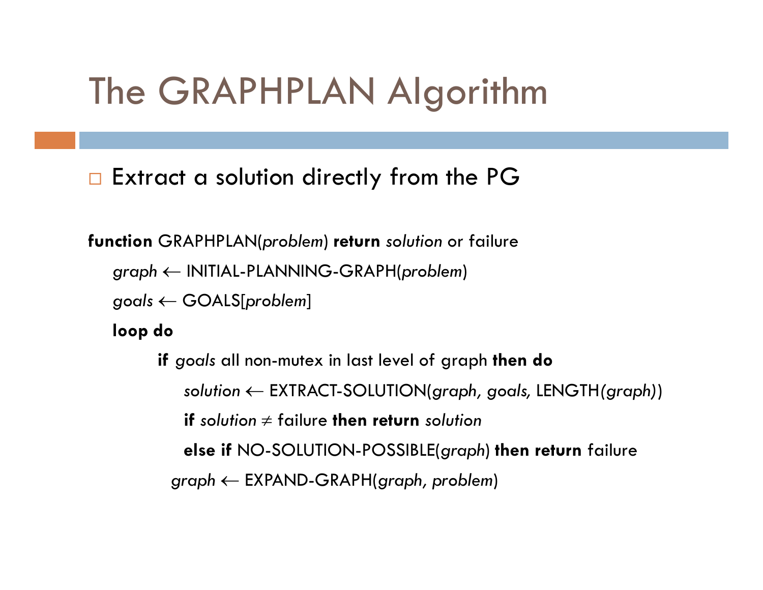# The GRAPHPLAN Algorithm

- Extract a solution directly from the PG

```
function GRAPHPLAN(problem) return solution or failure
    graph ← INITIAL-PLANNING-GRAPH(problem)
    goals ← GOALS[problem]
    loop do
        if goals all non-mutex in last level of graph then do
            solution ← EXTRACT-SOLUTION(graph, goals, LENGTH(graph))
            if solution ≠ failure then return solution
            else if NO-SOLUTION-POSSIBLE(graph) then return failure
        graph ← EXPAND-GRAPH(graph, problem)
```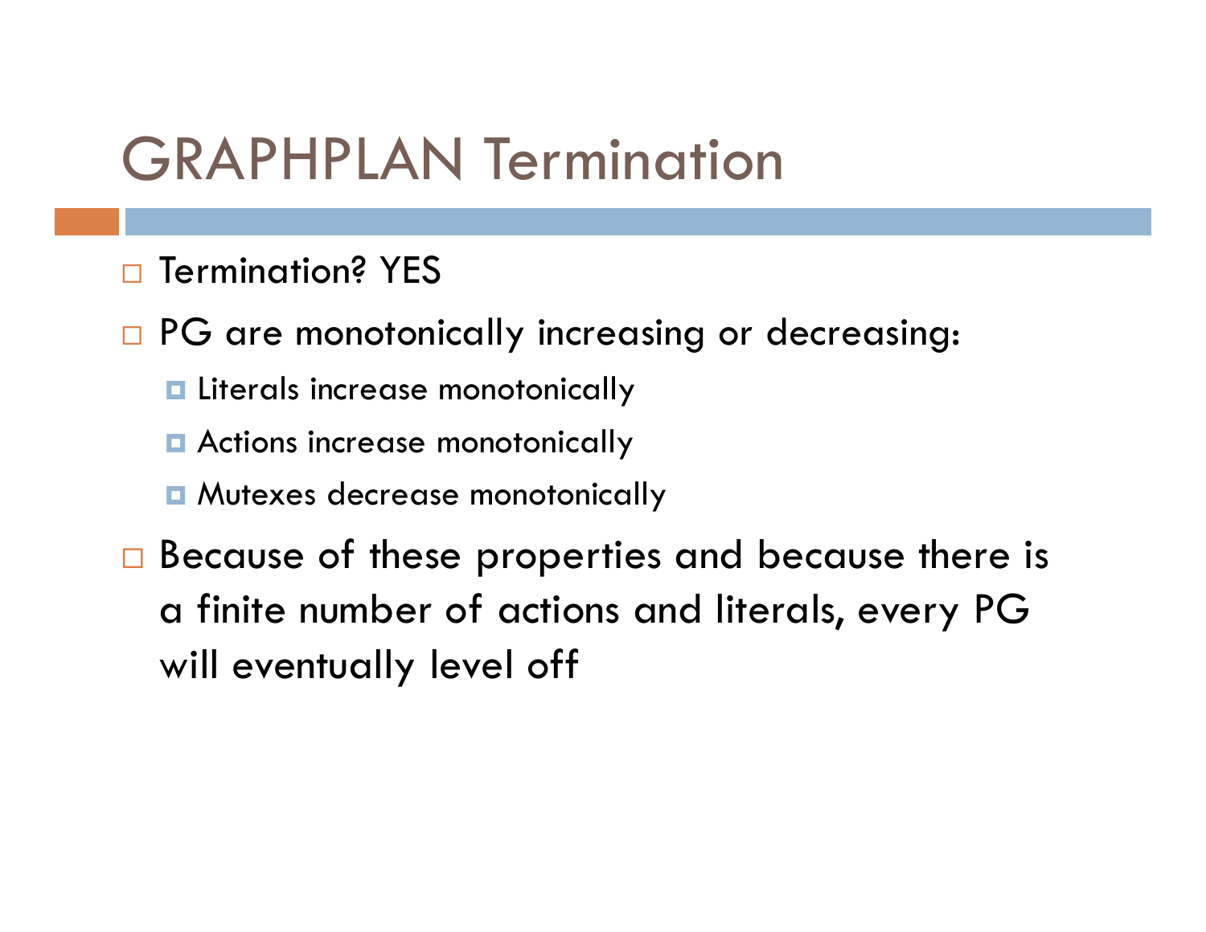# GRAPHPLAN Termination

- Termination? YES
- PG are monotonically increasing or decreasing:
  - Literals increase monotonically
  - Actions increase monotonically
  - Mutexes decrease monotonically
- Because of these properties and because there is a finite number of actions and literals, every PG will eventually level off